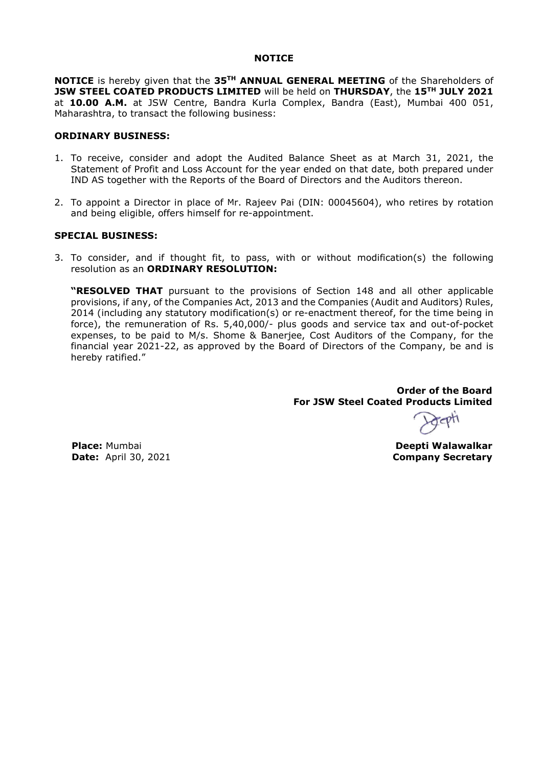# NOTICE

**NOTICE** is hereby given that the **35TH ANNUAL GENERAL MEETING** of the Shareholders of **JSW STEEL COATED PRODUCTS LIMITED** will be held on **THURSDAY**, the **15TH JULY 2021** at **10.00 A.M.** at JSW Centre, Bandra Kurla Complex, Bandra (East), Mumbai 400 051, Maharashtra, to transact the following business:

## ORDINARY BUSINESS:

1. To receive, consider and adopt the Audited Balance Sheet as at March 31, 2021, the Statement of Profit and Loss Account for the year ended on that date, both prepared under IND AS together with the Reports of the Board of Directors and the Auditors thereon.

2. To appoint a Director in place of Mr. Rajeev Pai (DIN: 00045604), who retires by rotation and being eligible, offers himself for re-appointment.

## SPECIAL BUSINESS:

3. To consider, and if thought fit, to pass, with or without modification(s) the following resolution as an **ORDINARY RESOLUTION:**

   **"RESOLVED THAT** pursuant to the provisions of Section 148 and all other applicable provisions, if any, of the Companies Act, 2013 and the Companies (Audit and Auditors) Rules, 2014 (including any statutory modification(s) or re-enactment thereof, for the time being in force), the remuneration of Rs. 5,40,000/- plus goods and service tax and out-of-pocket expenses, to be paid to M/s. Shome & Banerjee, Cost Auditors of the Company, for the financial year 2021-22, as approved by the Board of Directors of the Company, be and is hereby ratified."

**Order of the Board**
**For JSW Steel Coated Products Limited**

**Deepti Walawalkar**
**Company Secretary**

**Place:** Mumbai
**Date:** April 30, 2021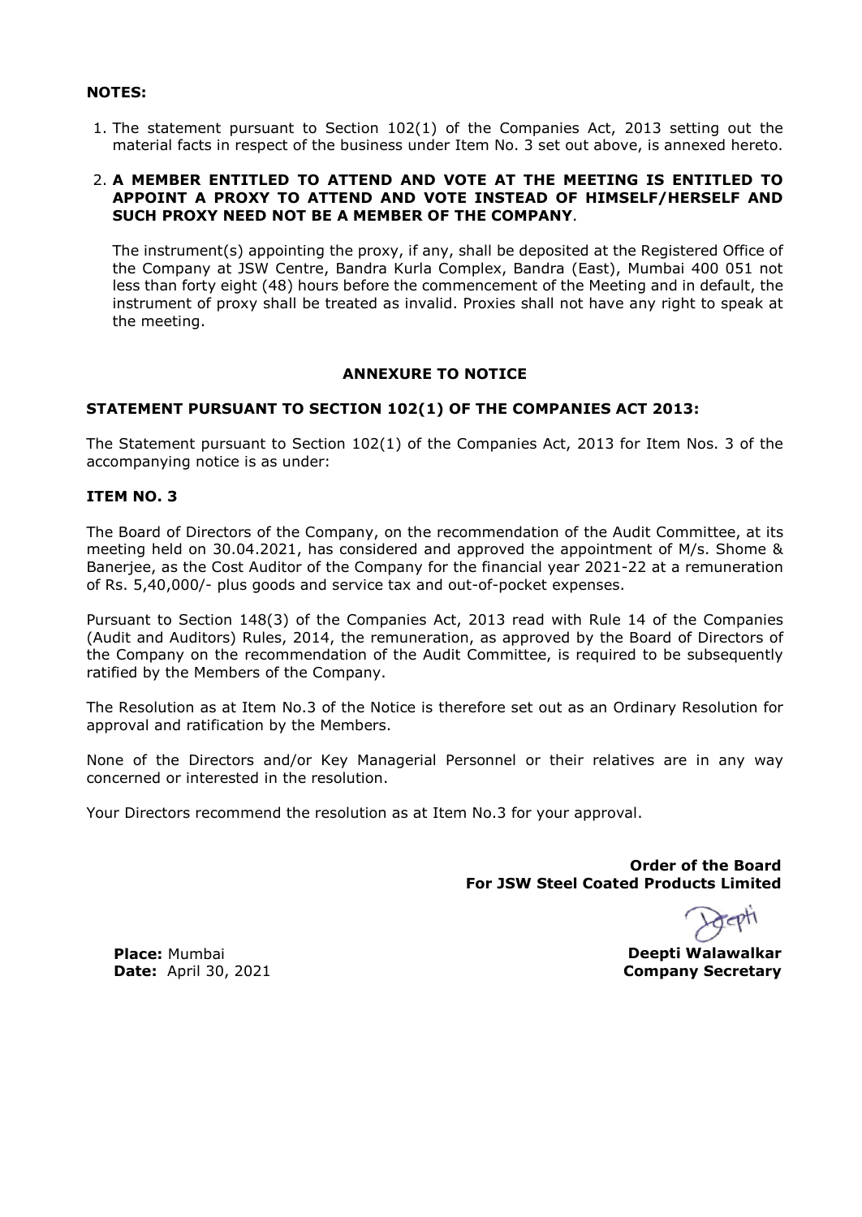**NOTES:**

1. The statement pursuant to Section 102(1) of the Companies Act, 2013 setting out the material facts in respect of the business under Item No. 3 set out above, is annexed hereto.

2. **A MEMBER ENTITLED TO ATTEND AND VOTE AT THE MEETING IS ENTITLED TO APPOINT A PROXY TO ATTEND AND VOTE INSTEAD OF HIMSELF/HERSELF AND SUCH PROXY NEED NOT BE A MEMBER OF THE COMPANY**.

   The instrument(s) appointing the proxy, if any, shall be deposited at the Registered Office of the Company at JSW Centre, Bandra Kurla Complex, Bandra (East), Mumbai 400 051 not less than forty eight (48) hours before the commencement of the Meeting and in default, the instrument of proxy shall be treated as invalid. Proxies shall not have any right to speak at the meeting.

## ANNEXURE TO NOTICE

### STATEMENT PURSUANT TO SECTION 102(1) OF THE COMPANIES ACT 2013:

The Statement pursuant to Section 102(1) of the Companies Act, 2013 for Item Nos. 3 of the accompanying notice is as under:

### ITEM NO. 3

The Board of Directors of the Company, on the recommendation of the Audit Committee, at its meeting held on 30.04.2021, has considered and approved the appointment of M/s. Shome & Banerjee, as the Cost Auditor of the Company for the financial year 2021-22 at a remuneration of Rs. 5,40,000/- plus goods and service tax and out-of-pocket expenses.

Pursuant to Section 148(3) of the Companies Act, 2013 read with Rule 14 of the Companies (Audit and Auditors) Rules, 2014, the remuneration, as approved by the Board of Directors of the Company on the recommendation of the Audit Committee, is required to be subsequently ratified by the Members of the Company.

The Resolution as at Item No.3 of the Notice is therefore set out as an Ordinary Resolution for approval and ratification by the Members.

None of the Directors and/or Key Managerial Personnel or their relatives are in any way concerned or interested in the resolution.

Your Directors recommend the resolution as at Item No.3 for your approval.

**Order of the Board**
**For JSW Steel Coated Products Limited**

**Deepti Walawalkar**
**Company Secretary**

**Place:** Mumbai
**Date:** April 30, 2021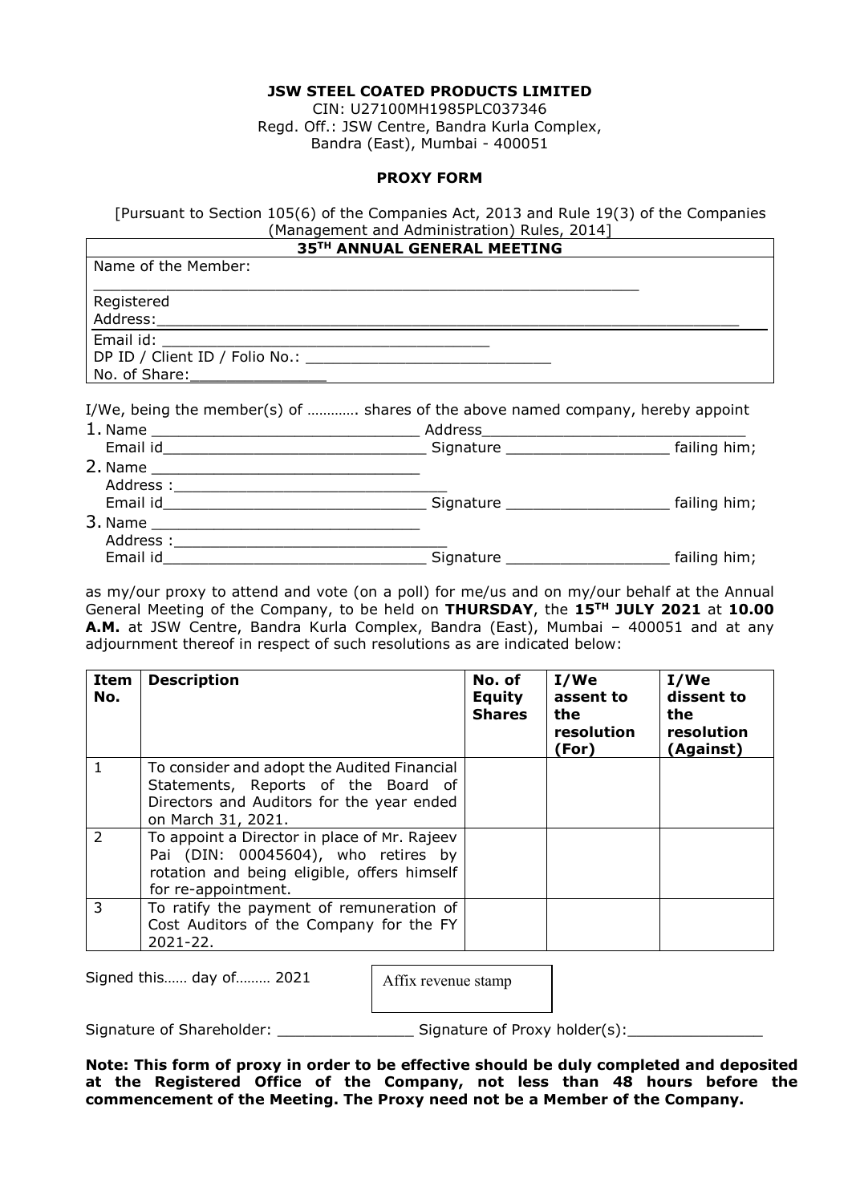**JSW STEEL COATED PRODUCTS LIMITED**

CIN: U27100MH1985PLC037346
Regd. Off.: JSW Centre, Bandra Kurla Complex,
Bandra (East), Mumbai - 400051

**PROXY FORM**

[Pursuant to Section 105(6) of the Companies Act, 2013 and Rule 19(3) of the Companies (Management and Administration) Rules, 2014]

| **35TH ANNUAL GENERAL MEETING** |
|---|
| Name of the Member: ___________________________________________________________ |
| Registered Address: ___________________________________________________________ |
| Email id: ______________________________________ |
| DP ID / Client ID / Folio No.: ___________________________ |
| No. of Share: _______________ |

I/We, being the member(s) of …………. shares of the above named company, hereby appoint

1. Name _____________________________ Address_____________________________
   Email id______________________________ Signature __________________ failing him;
2. Name ______________________________
   Address :_______________________________
   Email id______________________________ Signature __________________ failing him;
3. Name ______________________________
   Address :_______________________________
   Email id______________________________ Signature __________________ failing him;

as my/our proxy to attend and vote (on a poll) for me/us and on my/our behalf at the Annual General Meeting of the Company, to be held on **THURSDAY**, the **15TH JULY 2021** at **10.00 A.M.** at JSW Centre, Bandra Kurla Complex, Bandra (East), Mumbai – 400051 and at any adjournment thereof in respect of such resolutions as are indicated below:

| Item No. | Description | No. of Equity Shares | I/We assent to the resolution (For) | I/We dissent to the resolution (Against) |
|---|---|---|---|---|
| 1 | To consider and adopt the Audited Financial Statements, Reports of the Board of Directors and Auditors for the year ended on March 31, 2021. | | | |
| 2 | To appoint a Director in place of Mr. Rajeev Pai (DIN: 00045604), who retires by rotation and being eligible, offers himself for re-appointment. | | | |
| 3 | To ratify the payment of remuneration of Cost Auditors of the Company for the FY 2021-22. | | | |

Signed this…… day of……… 2021

Affix revenue stamp

Signature of Shareholder: _______________ Signature of Proxy holder(s):_______________

**Note: This form of proxy in order to be effective should be duly completed and deposited at the Registered Office of the Company, not less than 48 hours before the commencement of the Meeting. The Proxy need not be a Member of the Company.**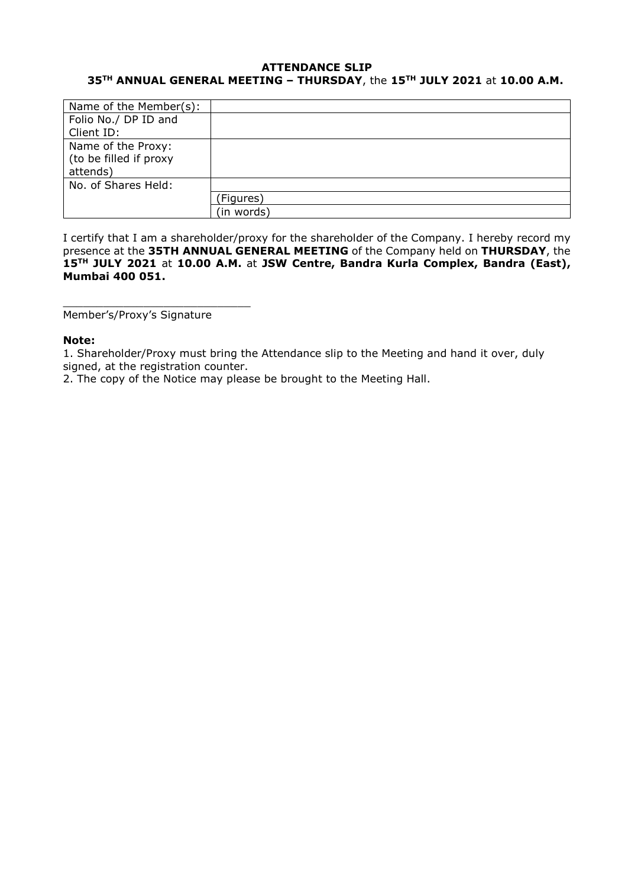**ATTENDANCE SLIP**

**35TH ANNUAL GENERAL MEETING – THURSDAY**, the **15TH JULY 2021** at **10.00 A.M.**

| Name of the Member(s): | |
|---|---|
| Folio No./ DP ID and Client ID: | |
| Name of the Proxy: (to be filled if proxy attends) | |
| No. of Shares Held: | |
| | (Figures) |
| | (in words) |

I certify that I am a shareholder/proxy for the shareholder of the Company. I hereby record my presence at the **35TH ANNUAL GENERAL MEETING** of the Company held on **THURSDAY**, the **15TH JULY 2021** at **10.00 A.M.** at **JSW Centre, Bandra Kurla Complex, Bandra (East), Mumbai 400 051.**

____________________________

Member's/Proxy's Signature

**Note:**

1. Shareholder/Proxy must bring the Attendance slip to the Meeting and hand it over, duly signed, at the registration counter.
2. The copy of the Notice may please be brought to the Meeting Hall.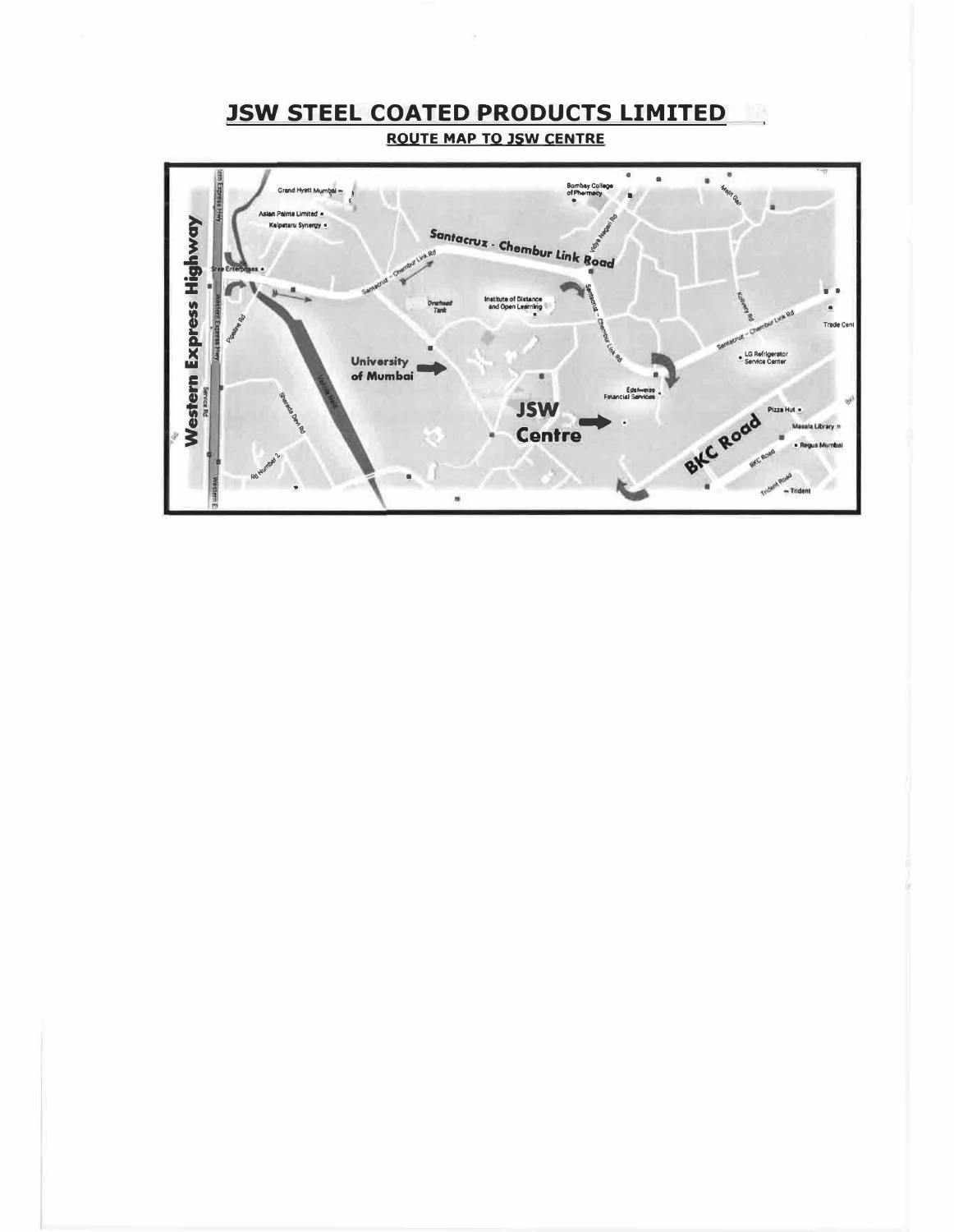# JSW STEEL COATED PRODUCTS LIMITED

## ROUTE MAP TO JSW CENTRE

Western Express Highway

Santacruz - Chembur Link Road

University of Mumbai

JSW Centre

BKC Road